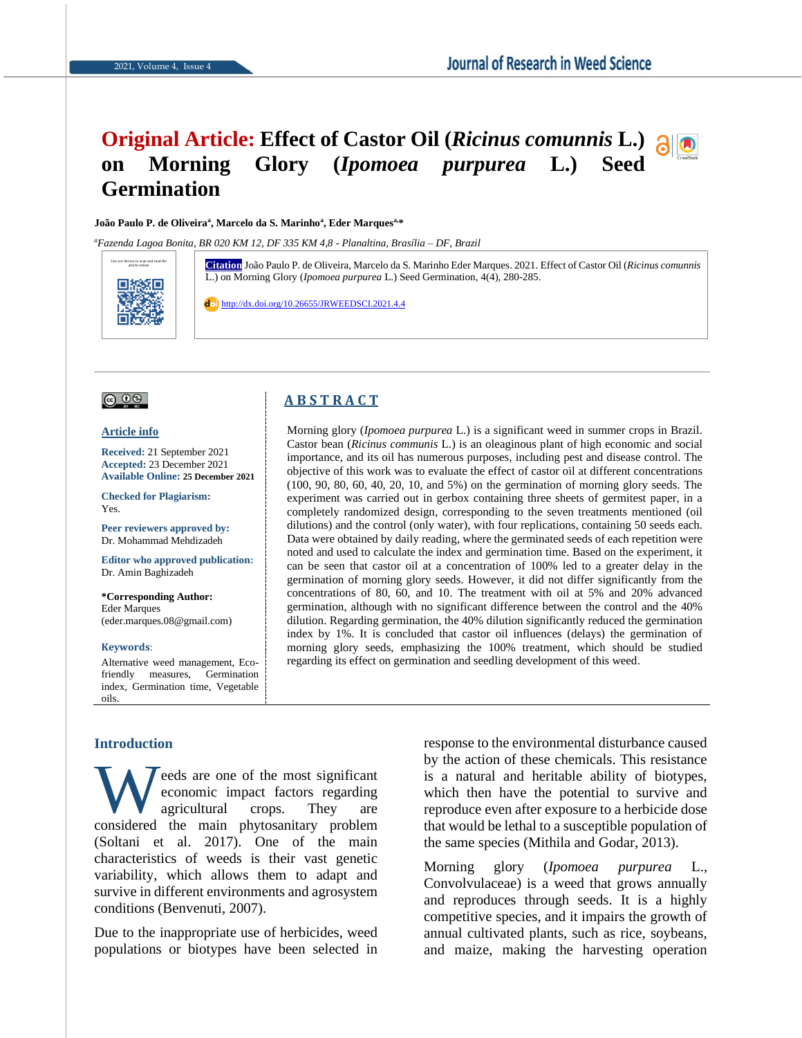# Original Article: Effect of Castor Oil (*Ricinus comunnis* L.) on Morning Glory (*Ipomoea purpurea* L.) Seed Germination

**João Paulo P. de Oliveira[a], Marcelo da S. Marinho[a], Eder Marques[a,*]**

[a]*Fazenda Lagoa Bonita, BR 020 KM 12, DF 335 KM 4,8 - Planaltina, Brasília – DF, Brazil*

Use your device to scan and read the article online

**Citation** João Paulo P. de Oliveira, Marcelo da S. Marinho Eder Marques. 2021. Effect of Castor Oil (*Ricinus comunnis* L.) on Morning Glory (*Ipomoea purpurea* L.) Seed Germination, 4(4), 280-285.

http://dx.doi.org/10.26655/JRWEEDSCI.2021.4.4

**Article info**

**Received:** 21 September 2021
**Accepted:** 23 December 2021
**Available Online:** 25 December 2021

**Checked for Plagiarism:** Yes.

**Peer reviewers approved by:** Dr. Mohammad Mehdizadeh

**Editor who approved publication:** Dr. Amin Baghizadeh

**\*Corresponding Author:** Eder Marques (eder.marques.08@gmail.com)

**Keywords**: Alternative weed management, Eco-friendly measures, Germination index, Germination time, Vegetable oils.

## ABSTRACT

Morning glory (*Ipomoea purpurea* L.) is a significant weed in summer crops in Brazil. Castor bean (*Ricinus communis* L.) is an oleaginous plant of high economic and social importance, and its oil has numerous purposes, including pest and disease control. The objective of this work was to evaluate the effect of castor oil at different concentrations (100, 90, 80, 60, 40, 20, 10, and 5%) on the germination of morning glory seeds. The experiment was carried out in gerbox containing three sheets of germitest paper, in a completely randomized design, corresponding to the seven treatments mentioned (oil dilutions) and the control (only water), with four replications, containing 50 seeds each. Data were obtained by daily reading, where the germinated seeds of each repetition were noted and used to calculate the index and germination time. Based on the experiment, it can be seen that castor oil at a concentration of 100% led to a greater delay in the germination of morning glory seeds. However, it did not differ significantly from the concentrations of 80, 60, and 10. The treatment with oil at 5% and 20% advanced germination, although with no significant difference between the control and the 40% dilution. Regarding germination, the 40% dilution significantly reduced the germination index by 1%. It is concluded that castor oil influences (delays) the germination of morning glory seeds, emphasizing the 100% treatment, which should be studied regarding its effect on germination and seedling development of this weed.

## Introduction

Weeds are one of the most significant economic impact factors regarding agricultural crops. They are considered the main phytosanitary problem (Soltani et al. 2017). One of the main characteristics of weeds is their vast genetic variability, which allows them to adapt and survive in different environments and agrosystem conditions (Benvenuti, 2007).

Due to the inappropriate use of herbicides, weed populations or biotypes have been selected in response to the environmental disturbance caused by the action of these chemicals. This resistance is a natural and heritable ability of biotypes, which then have the potential to survive and reproduce even after exposure to a herbicide dose that would be lethal to a susceptible population of the same species (Mithila and Godar, 2013).

Morning glory (*Ipomoea purpurea* L., Convolvulaceae) is a weed that grows annually and reproduces through seeds. It is a highly competitive species, and it impairs the growth of annual cultivated plants, such as rice, soybeans, and maize, making the harvesting operation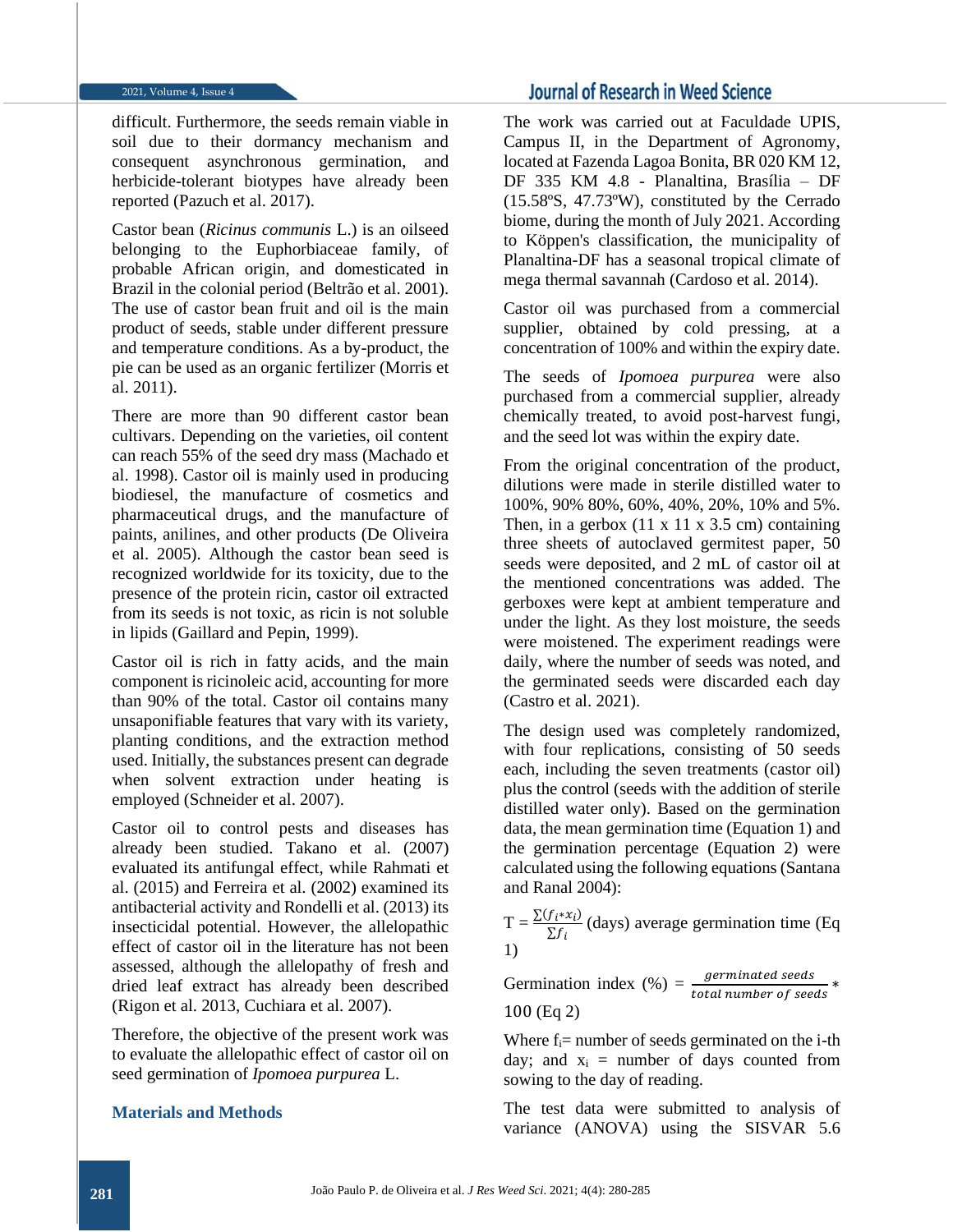difficult. Furthermore, the seeds remain viable in soil due to their dormancy mechanism and consequent asynchronous germination, and herbicide-tolerant biotypes have already been reported (Pazuch et al. 2017).

Castor bean (*Ricinus communis* L.) is an oilseed belonging to the Euphorbiaceae family, of probable African origin, and domesticated in Brazil in the colonial period (Beltrão et al. 2001). The use of castor bean fruit and oil is the main product of seeds, stable under different pressure and temperature conditions. As a by-product, the pie can be used as an organic fertilizer (Morris et al. 2011).

There are more than 90 different castor bean cultivars. Depending on the varieties, oil content can reach 55% of the seed dry mass (Machado et al. 1998). Castor oil is mainly used in producing biodiesel, the manufacture of cosmetics and pharmaceutical drugs, and the manufacture of paints, anilines, and other products (De Oliveira et al. 2005). Although the castor bean seed is recognized worldwide for its toxicity, due to the presence of the protein ricin, castor oil extracted from its seeds is not toxic, as ricin is not soluble in lipids (Gaillard and Pepin, 1999).

Castor oil is rich in fatty acids, and the main component is ricinoleic acid, accounting for more than 90% of the total. Castor oil contains many unsaponifiable features that vary with its variety, planting conditions, and the extraction method used. Initially, the substances present can degrade when solvent extraction under heating is employed (Schneider et al. 2007).

Castor oil to control pests and diseases has already been studied. Takano et al. (2007) evaluated its antifungal effect, while Rahmati et al. (2015) and Ferreira et al. (2002) examined its antibacterial activity and Rondelli et al. (2013) its insecticidal potential. However, the allelopathic effect of castor oil in the literature has not been assessed, although the allelopathy of fresh and dried leaf extract has already been described (Rigon et al. 2013, Cuchiara et al. 2007).

Therefore, the objective of the present work was to evaluate the allelopathic effect of castor oil on seed germination of *Ipomoea purpurea* L.

## Materials and Methods

The work was carried out at Faculdade UPIS, Campus II, in the Department of Agronomy, located at Fazenda Lagoa Bonita, BR 020 KM 12, DF 335 KM 4.8 - Planaltina, Brasília – DF (15.58ºS, 47.73ºW), constituted by the Cerrado biome, during the month of July 2021. According to Köppen's classification, the municipality of Planaltina-DF has a seasonal tropical climate of mega thermal savannah (Cardoso et al. 2014).

Castor oil was purchased from a commercial supplier, obtained by cold pressing, at a concentration of 100% and within the expiry date.

The seeds of *Ipomoea purpurea* were also purchased from a commercial supplier, already chemically treated, to avoid post-harvest fungi, and the seed lot was within the expiry date.

From the original concentration of the product, dilutions were made in sterile distilled water to 100%, 90% 80%, 60%, 40%, 20%, 10% and 5%. Then, in a gerbox (11 x 11 x 3.5 cm) containing three sheets of autoclaved germitest paper, 50 seeds were deposited, and 2 mL of castor oil at the mentioned concentrations was added. The gerboxes were kept at ambient temperature and under the light. As they lost moisture, the seeds were moistened. The experiment readings were daily, where the number of seeds was noted, and the germinated seeds were discarded each day (Castro et al. 2021).

The design used was completely randomized, with four replications, consisting of 50 seeds each, including the seven treatments (castor oil) plus the control (seeds with the addition of sterile distilled water only). Based on the germination data, the mean germination time (Equation 1) and the germination percentage (Equation 2) were calculated using the following equations (Santana and Ranal 2004):

$$T = \frac{\sum (f_i * x_i)}{\sum f_i} \text{ (days) average germination time (Eq 1)}$$

$$\text{Germination index (\%)} = \frac{\text{germinated seeds}}{\text{total number of seeds}} * 100 \text{ (Eq 2)}$$

Where $f_i$= number of seeds germinated on the i-th day; and $x_i$ = number of days counted from sowing to the day of reading.

The test data were submitted to analysis of variance (ANOVA) using the SISVAR 5.6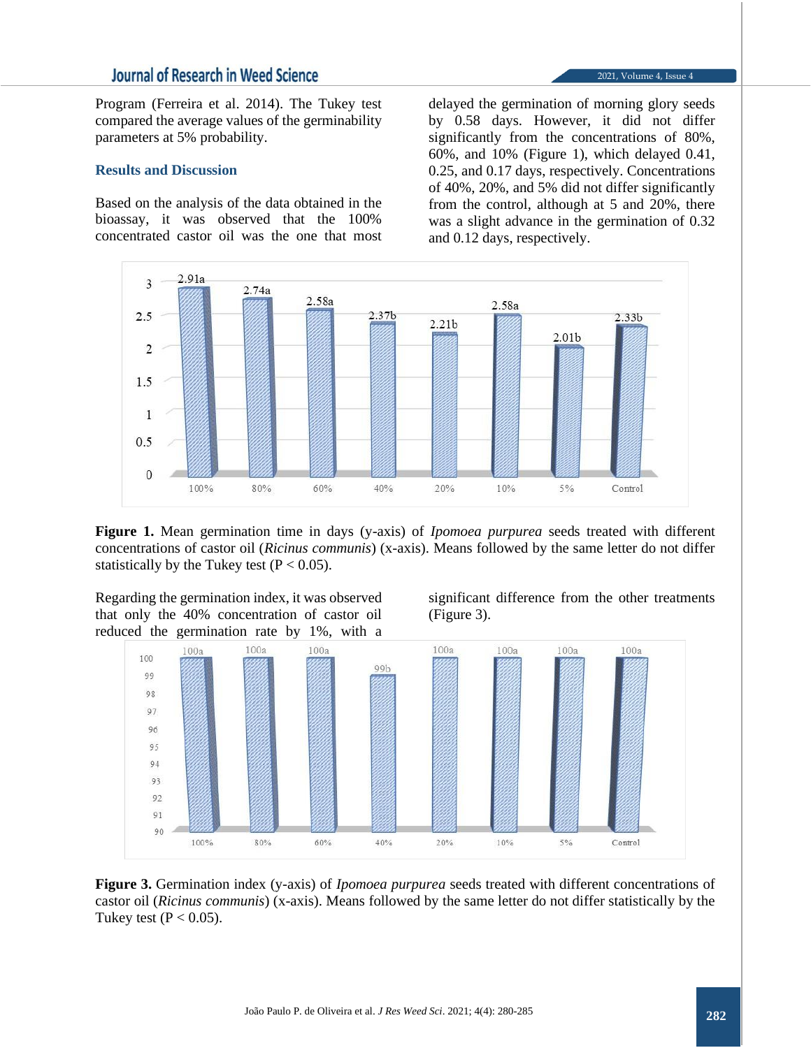Program (Ferreira et al. 2014). The Tukey test compared the average values of the germinability parameters at 5% probability.

## Results and Discussion

Based on the analysis of the data obtained in the bioassay, it was observed that the 100% concentrated castor oil was the one that most delayed the germination of morning glory seeds by 0.58 days. However, it did not differ significantly from the concentrations of 80%, 60%, and 10% (Figure 1), which delayed 0.41, 0.25, and 0.17 days, respectively. Concentrations of 40%, 20%, and 5% did not differ significantly from the control, although at 5 and 20%, there was a slight advance in the germination of 0.32 and 0.12 days, respectively.

**Figure 1.** Mean germination time in days (y-axis) of *Ipomoea purpurea* seeds treated with different concentrations of castor oil (*Ricinus communis*) (x-axis). Means followed by the same letter do not differ statistically by the Tukey test ($P < 0.05$).

Regarding the germination index, it was observed that only the 40% concentration of castor oil reduced the germination rate by 1%, with a significant difference from the other treatments (Figure 3).

**Figure 3.** Germination index (y-axis) of *Ipomoea purpurea* seeds treated with different concentrations of castor oil (*Ricinus communis*) (x-axis). Means followed by the same letter do not differ statistically by the Tukey test ($P < 0.05$).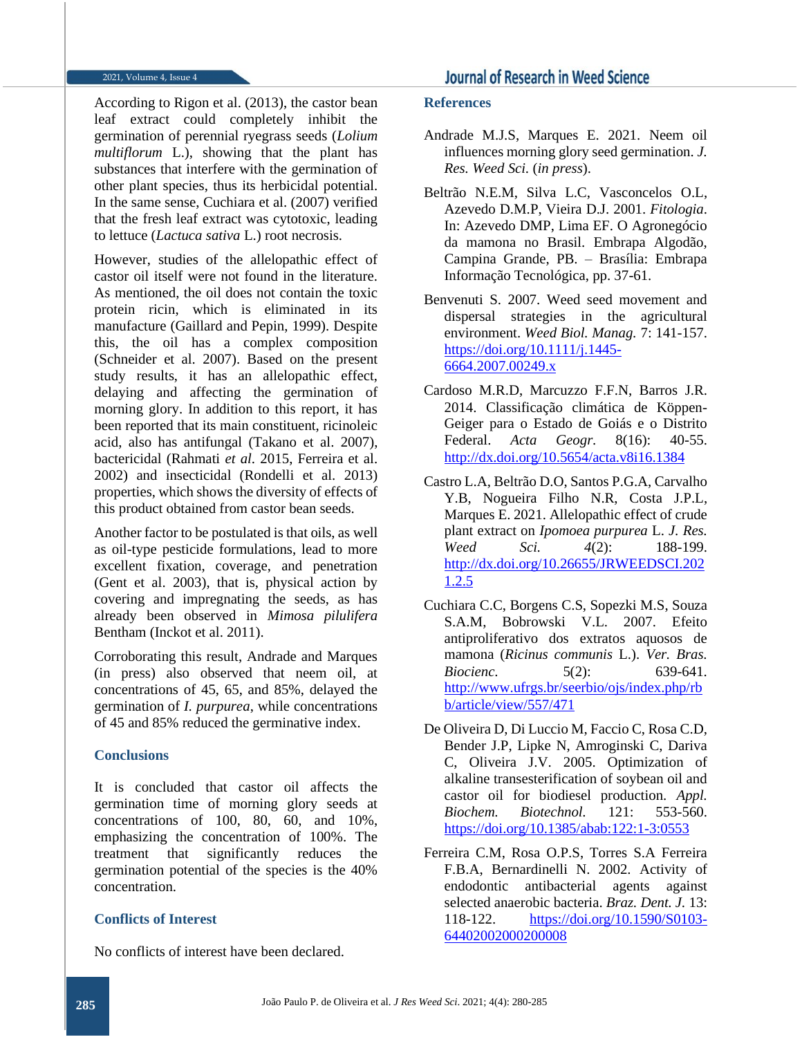According to Rigon et al. (2013), the castor bean leaf extract could completely inhibit the germination of perennial ryegrass seeds (*Lolium multiflorum* L.), showing that the plant has substances that interfere with the germination of other plant species, thus its herbicidal potential. In the same sense, Cuchiara et al. (2007) verified that the fresh leaf extract was cytotoxic, leading to lettuce (*Lactuca sativa* L.) root necrosis.

However, studies of the allelopathic effect of castor oil itself were not found in the literature. As mentioned, the oil does not contain the toxic protein ricin, which is eliminated in its manufacture (Gaillard and Pepin, 1999). Despite this, the oil has a complex composition (Schneider et al. 2007). Based on the present study results, it has an allelopathic effect, delaying and affecting the germination of morning glory. In addition to this report, it has been reported that its main constituent, ricinoleic acid, also has antifungal (Takano et al. 2007), bactericidal (Rahmati *et al.* 2015, Ferreira et al. 2002) and insecticidal (Rondelli et al. 2013) properties, which shows the diversity of effects of this product obtained from castor bean seeds.

Another factor to be postulated is that oils, as well as oil-type pesticide formulations, lead to more excellent fixation, coverage, and penetration (Gent et al. 2003), that is, physical action by covering and impregnating the seeds, as has already been observed in *Mimosa pilulifera* Bentham (Inckot et al. 2011).

Corroborating this result, Andrade and Marques (in press) also observed that neem oil, at concentrations of 45, 65, and 85%, delayed the germination of *I. purpurea*, while concentrations of 45 and 85% reduced the germinative index.

## Conclusions

It is concluded that castor oil affects the germination time of morning glory seeds at concentrations of 100, 80, 60, and 10%, emphasizing the concentration of 100%. The treatment that significantly reduces the germination potential of the species is the 40% concentration.

## Conflicts of Interest

No conflicts of interest have been declared.

## References

Andrade M.J.S, Marques E. 2021. Neem oil influences morning glory seed germination. *J. Res. Weed Sci.* (*in press*).

Beltrão N.E.M, Silva L.C, Vasconcelos O.L, Azevedo D.M.P, Vieira D.J. 2001. *Fitologia*. In: Azevedo DMP, Lima EF. O Agronegócio da mamona no Brasil. Embrapa Algodão, Campina Grande, PB. – Brasília: Embrapa Informação Tecnológica, pp. 37-61.

Benvenuti S. 2007. Weed seed movement and dispersal strategies in the agricultural environment. *Weed Biol. Manag.* 7: 141-157. https://doi.org/10.1111/j.1445-6664.2007.00249.x

Cardoso M.R.D, Marcuzzo F.F.N, Barros J.R. 2014. Classificação climática de Köppen-Geiger para o Estado de Goiás e o Distrito Federal. *Acta Geogr.* 8(16): 40-55. http://dx.doi.org/10.5654/acta.v8i16.1384

Castro L.A, Beltrão D.O, Santos P.G.A, Carvalho Y.B, Nogueira Filho N.R, Costa J.P.L, Marques E. 2021. Allelopathic effect of crude plant extract on *Ipomoea purpurea* L. *J. Res. Weed Sci.* *4*(2): 188-199. http://dx.doi.org/10.26655/JRWEEDSCI.2021.2.5

Cuchiara C.C, Borgens C.S, Sopezki M.S, Souza S.A.M, Bobrowski V.L. 2007. Efeito antiproliferativo dos extratos aquosos de mamona (*Ricinus communis* L.). *Ver. Bras. Biocienc.* 5(2): 639-641. http://www.ufrgs.br/seerbio/ojs/index.php/rbb/article/view/557/471

De Oliveira D, Di Luccio M, Faccio C, Rosa C.D, Bender J.P, Lipke N, Amroginski C, Dariva C, Oliveira J.V. 2005. Optimization of alkaline transesterification of soybean oil and castor oil for biodiesel production. *Appl. Biochem. Biotechnol.* 121: 553-560. https://doi.org/10.1385/abab:122:1-3:0553

Ferreira C.M, Rosa O.P.S, Torres S.A Ferreira F.B.A, Bernardinelli N. 2002. Activity of endodontic antibacterial agents against selected anaerobic bacteria. *Braz. Dent. J.* 13: 118-122. https://doi.org/10.1590/S0103-64402002000200008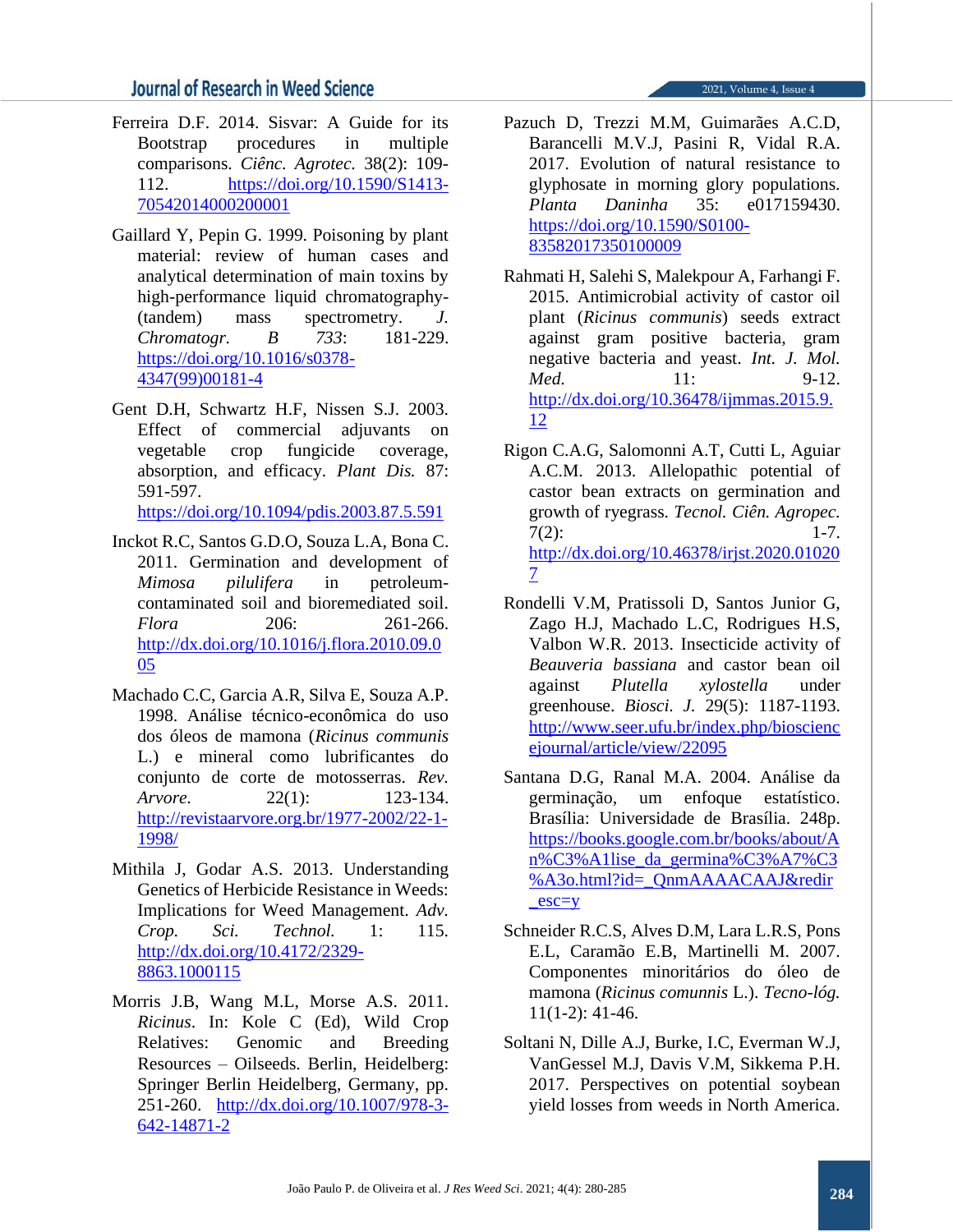Ferreira D.F. 2014. Sisvar: A Guide for its Bootstrap procedures in multiple comparisons. *Ciênc. Agrotec.* 38(2): 109-112. https://doi.org/10.1590/S1413-70542014000200001

Gaillard Y, Pepin G. 1999. Poisoning by plant material: review of human cases and analytical determination of main toxins by high-performance liquid chromatography-(tandem) mass spectrometry. *J. Chromatogr. B 733*: 181-229. https://doi.org/10.1016/s0378-4347(99)00181-4

Gent D.H, Schwartz H.F, Nissen S.J. 2003. Effect of commercial adjuvants on vegetable crop fungicide coverage, absorption, and efficacy. *Plant Dis.* 87: 591-597. https://doi.org/10.1094/pdis.2003.87.5.591

Inckot R.C, Santos G.D.O, Souza L.A, Bona C. 2011. Germination and development of *Mimosa pilulifera* in petroleum-contaminated soil and bioremediated soil. *Flora* 206: 261-266. http://dx.doi.org/10.1016/j.flora.2010.09.005

Machado C.C, Garcia A.R, Silva E, Souza A.P. 1998. Análise técnico-econômica do uso dos óleos de mamona (*Ricinus communis* L.) e mineral como lubrificantes do conjunto de corte de motosserras. *Rev. Arvore.* 22(1): 123-134. http://revistaarvore.org.br/1977-2002/22-1-1998/

Mithila J, Godar A.S. 2013. Understanding Genetics of Herbicide Resistance in Weeds: Implications for Weed Management. *Adv. Crop. Sci. Technol.* 1: 115. http://dx.doi.org/10.4172/2329-8863.1000115

Morris J.B, Wang M.L, Morse A.S. 2011. *Ricinus*. In: Kole C (Ed), Wild Crop Relatives: Genomic and Breeding Resources – Oilseeds. Berlin, Heidelberg: Springer Berlin Heidelberg, Germany, pp. 251-260. http://dx.doi.org/10.1007/978-3-642-14871-2

Pazuch D, Trezzi M.M, Guimarães A.C.D, Barancelli M.V.J, Pasini R, Vidal R.A. 2017. Evolution of natural resistance to glyphosate in morning glory populations. *Planta Daninha* 35: e017159430. https://doi.org/10.1590/S0100-83582017350100009

Rahmati H, Salehi S, Malekpour A, Farhangi F. 2015. Antimicrobial activity of castor oil plant (*Ricinus communis*) seeds extract against gram positive bacteria, gram negative bacteria and yeast. *Int. J. Mol. Med.* 11: 9-12. http://dx.doi.org/10.36478/ijmmas.2015.9.12

Rigon C.A.G, Salomonni A.T, Cutti L, Aguiar A.C.M. 2013. Allelopathic potential of castor bean extracts on germination and growth of ryegrass. *Tecnol. Ciên. Agropec.* 7(2): 1-7. http://dx.doi.org/10.46378/irjst.2020.010207

Rondelli V.M, Pratissoli D, Santos Junior G, Zago H.J, Machado L.C, Rodrigues H.S, Valbon W.R. 2013. Insecticide activity of *Beauveria bassiana* and castor bean oil against *Plutella xylostella* under greenhouse. *Biosci. J.* 29(5): 1187-1193. http://www.seer.ufu.br/index.php/biosciencejournal/article/view/22095

Santana D.G, Ranal M.A. 2004. Análise da germinação, um enfoque estatístico. Brasília: Universidade de Brasília. 248p. https://books.google.com.br/books/about/An%C3%A1lise_da_germina%C3%A7%C3%A3o.html?id=_QnmAAAACAAJ&redir_esc=y

Schneider R.C.S, Alves D.M, Lara L.R.S, Pons E.L, Caramão E.B, Martinelli M. 2007. Componentes minoritários do óleo de mamona (*Ricinus comunnis* L.). *Tecno-lóg.* 11(1-2): 41-46.

Soltani N, Dille A.J, Burke, I.C, Everman W.J, VanGessel M.J, Davis V.M, Sikkema P.H. 2017. Perspectives on potential soybean yield losses from weeds in North America.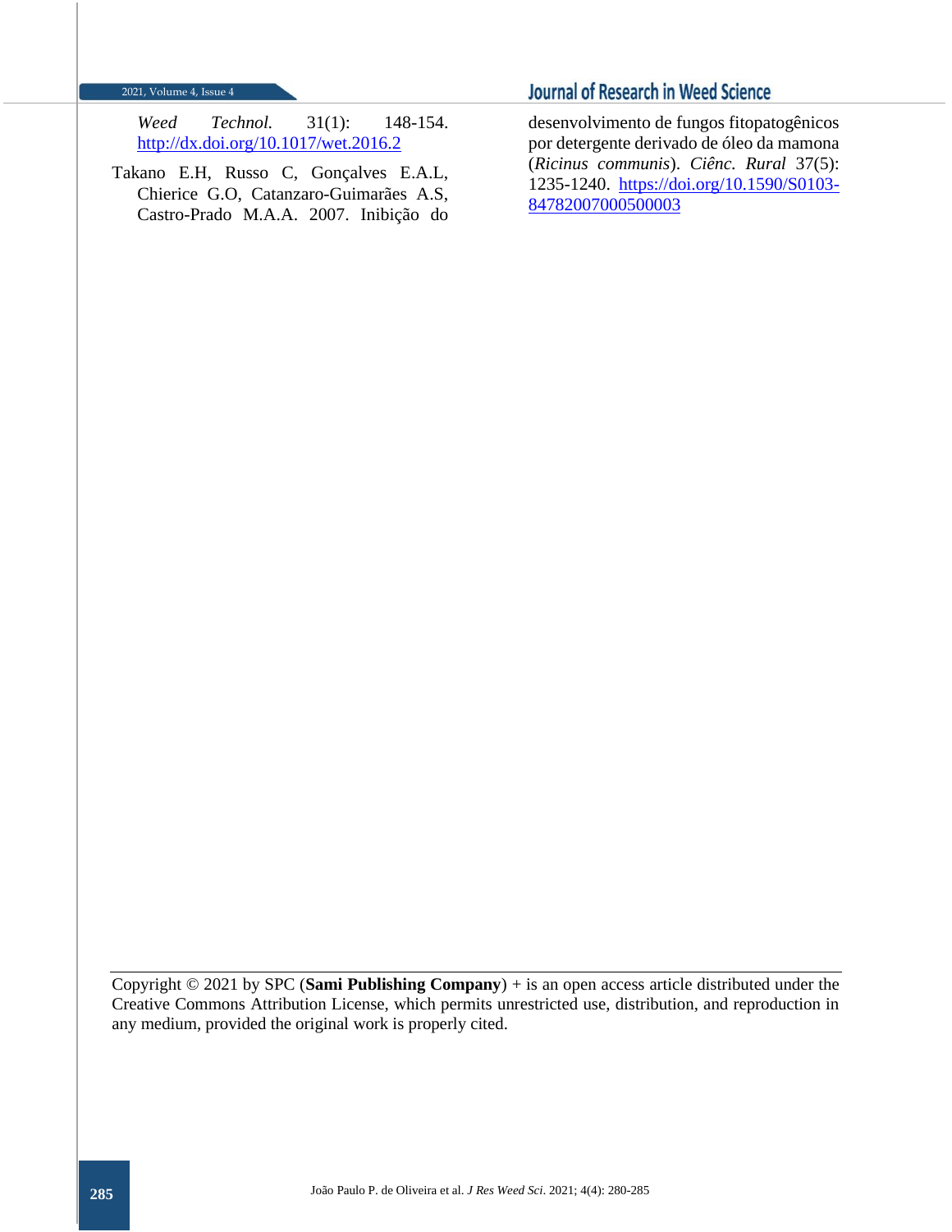*Weed Technol.* 31(1): 148-154. http://dx.doi.org/10.1017/wet.2016.2

Takano E.H, Russo C, Gonçalves E.A.L, Chierice G.O, Catanzaro-Guimarães A.S, Castro-Prado M.A.A. 2007. Inibição do desenvolvimento de fungos fitopatogênicos por detergente derivado de óleo da mamona (*Ricinus communis*). *Ciênc. Rural* 37(5): 1235-1240. https://doi.org/10.1590/S0103-84782007000500003

Copyright © 2021 by SPC (**Sami Publishing Company**) + is an open access article distributed under the Creative Commons Attribution License, which permits unrestricted use, distribution, and reproduction in any medium, provided the original work is properly cited.